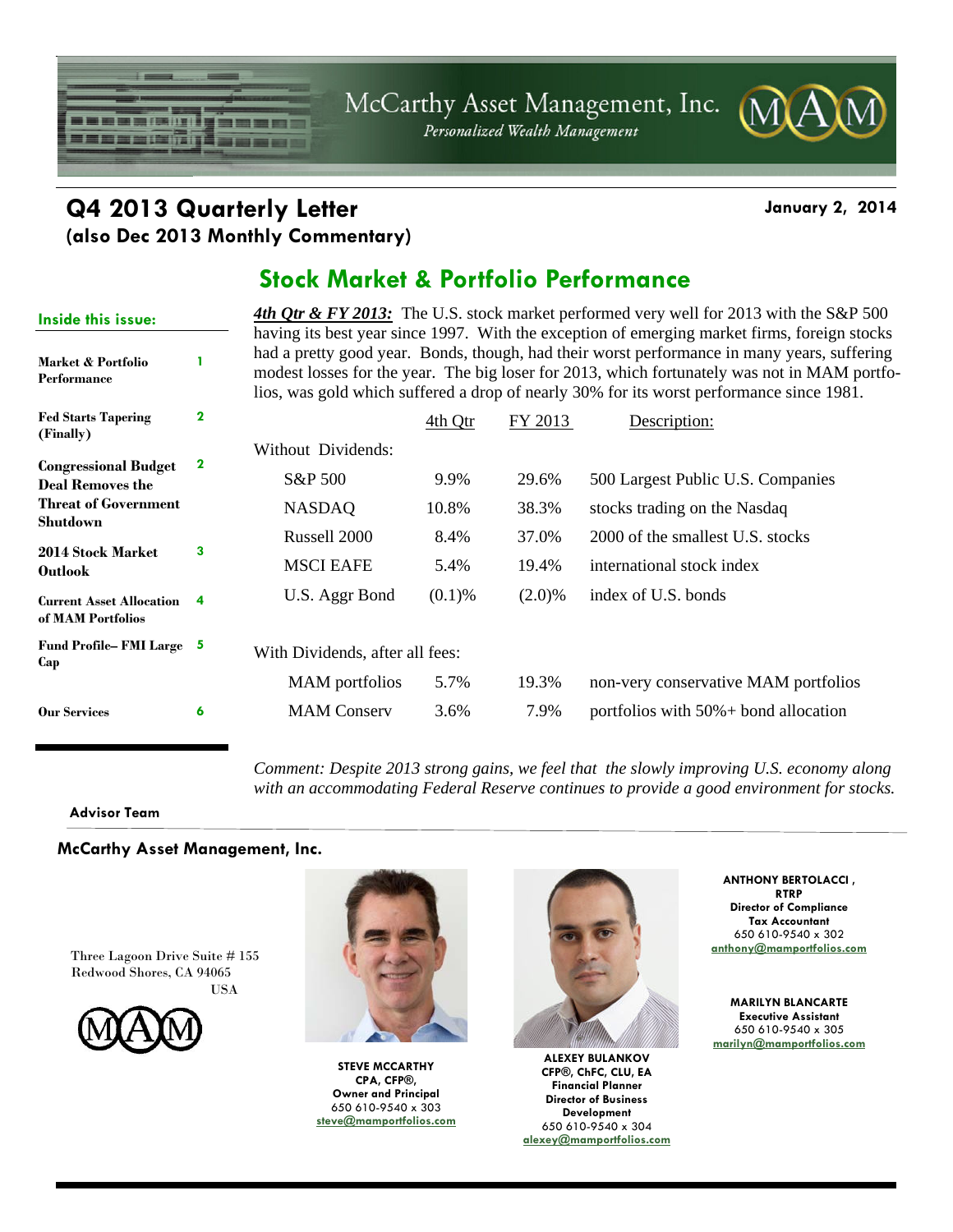McCarthy Asset Management, Inc.

*Personalized Wealth Management*

# Q4 2013 Quarterly Letter
## (also Dec 2013 Monthly Commentary)

**January 2, 2014**

**Inside this issue:**

| | |
|---|---|
| Market & Portfolio Performance | 1 |
| Fed Starts Tapering (Finally) | 2 |
| Congressional Budget Deal Removes the Threat of Government Shutdown | 2 |
| 2014 Stock Market Outlook | 3 |
| Current Asset Allocation of MAM Portfolios | 4 |
| Fund Profile– FMI Large Cap | 5 |
| Our Services | 6 |

## Stock Market & Portfolio Performance

***4th Qtr & FY 2013:*** The U.S. stock market performed very well for 2013 with the S&P 500 having its best year since 1997. With the exception of emerging market firms, foreign stocks had a pretty good year. Bonds, though, had their worst performance in many years, suffering modest losses for the year. The big loser for 2013, which fortunately was not in MAM portfolios, was gold which suffered a drop of nearly 30% for its worst performance since 1981.

| | 4th Qtr | FY 2013 | Description: |
|---|---|---|---|
| Without Dividends: | | | |
| S&P 500 | 9.9% | 29.6% | 500 Largest Public U.S. Companies |
| NASDAQ | 10.8% | 38.3% | stocks trading on the Nasdaq |
| Russell 2000 | 8.4% | 37.0% | 2000 of the smallest U.S. stocks |
| MSCI EAFE | 5.4% | 19.4% | international stock index |
| U.S. Aggr Bond | (0.1)% | (2.0)% | index of U.S. bonds |
| With Dividends, after all fees: | | | |
| MAM portfolios | 5.7% | 19.3% | non-very conservative MAM portfolios |
| MAM Conserv | 3.6% | 7.9% | portfolios with 50%+ bond allocation |

*Comment: Despite 2013 strong gains, we feel that the slowly improving U.S. economy along with an accommodating Federal Reserve continues to provide a good environment for stocks.*

**Advisor Team**

**McCarthy Asset Management, Inc.**

Three Lagoon Drive Suite # 155
Redwood Shores, CA 94065
USA

**STEVE MCCARTHY**
**CPA, CFP®,**
**Owner and Principal**
650 610-9540 x 303
steve@mamportfolios.com

**ALEXEY BULANKOV**
**CFP®, ChFC, CLU, EA**
**Financial Planner**
**Director of Business Development**
650 610-9540 x 304
alexey@mamportfolios.com

**ANTHONY BERTOLACCI , RTRP**
**Director of Compliance**
**Tax Accountant**
650 610-9540 x 302
anthony@mamportfolios.com

**MARILYN BLANCARTE**
**Executive Assistant**
650 610-9540 x 305
marilyn@mamportfolios.com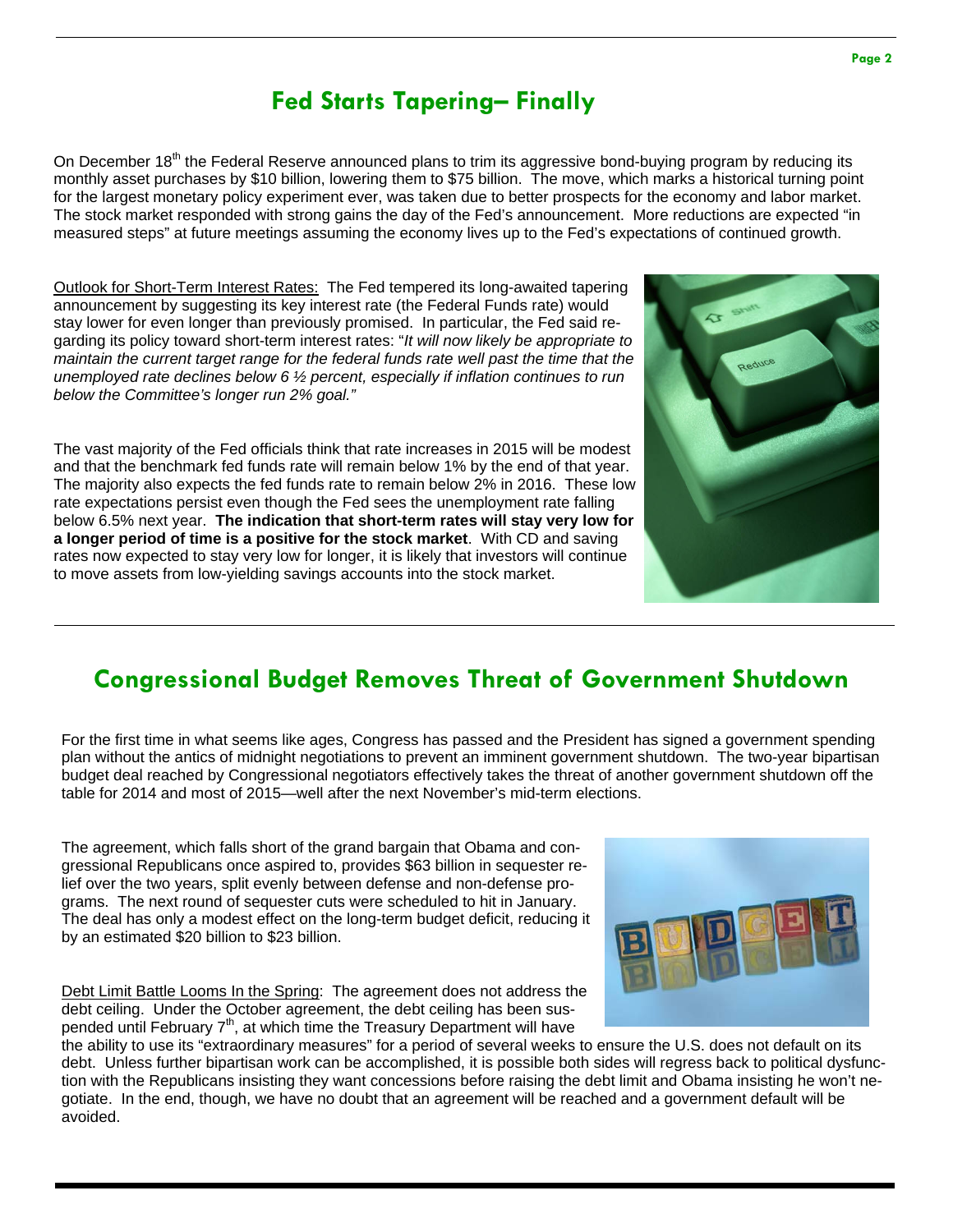## Fed Starts Tapering– Finally

On December 18th the Federal Reserve announced plans to trim its aggressive bond-buying program by reducing its monthly asset purchases by $10 billion, lowering them to $75 billion. The move, which marks a historical turning point for the largest monetary policy experiment ever, was taken due to better prospects for the economy and labor market. The stock market responded with strong gains the day of the Fed's announcement. More reductions are expected "in measured steps" at future meetings assuming the economy lives up to the Fed's expectations of continued growth.

Outlook for Short-Term Interest Rates: The Fed tempered its long-awaited tapering announcement by suggesting its key interest rate (the Federal Funds rate) would stay lower for even longer than previously promised. In particular, the Fed said regarding its policy toward short-term interest rates: "*It will now likely be appropriate to maintain the current target range for the federal funds rate well past the time that the unemployed rate declines below 6 ½ percent, especially if inflation continues to run below the Committee's longer run 2% goal."*

The vast majority of the Fed officials think that rate increases in 2015 will be modest and that the benchmark fed funds rate will remain below 1% by the end of that year. The majority also expects the fed funds rate to remain below 2% in 2016. These low rate expectations persist even though the Fed sees the unemployment rate falling below 6.5% next year. **The indication that short-term rates will stay very low for a longer period of time is a positive for the stock market**. With CD and saving rates now expected to stay very low for longer, it is likely that investors will continue to move assets from low-yielding savings accounts into the stock market.

## Congressional Budget Removes Threat of Government Shutdown

For the first time in what seems like ages, Congress has passed and the President has signed a government spending plan without the antics of midnight negotiations to prevent an imminent government shutdown. The two-year bipartisan budget deal reached by Congressional negotiators effectively takes the threat of another government shutdown off the table for 2014 and most of 2015—well after the next November's mid-term elections.

The agreement, which falls short of the grand bargain that Obama and congressional Republicans once aspired to, provides $63 billion in sequester relief over the two years, split evenly between defense and non-defense programs. The next round of sequester cuts were scheduled to hit in January. The deal has only a modest effect on the long-term budget deficit, reducing it by an estimated $20 billion to $23 billion.

Debt Limit Battle Looms In the Spring: The agreement does not address the debt ceiling. Under the October agreement, the debt ceiling has been suspended until February 7th, at which time the Treasury Department will have the ability to use its "extraordinary measures" for a period of several weeks to ensure the U.S. does not default on its debt. Unless further bipartisan work can be accomplished, it is possible both sides will regress back to political dysfunction with the Republicans insisting they want concessions before raising the debt limit and Obama insisting he won't negotiate. In the end, though, we have no doubt that an agreement will be reached and a government default will be avoided.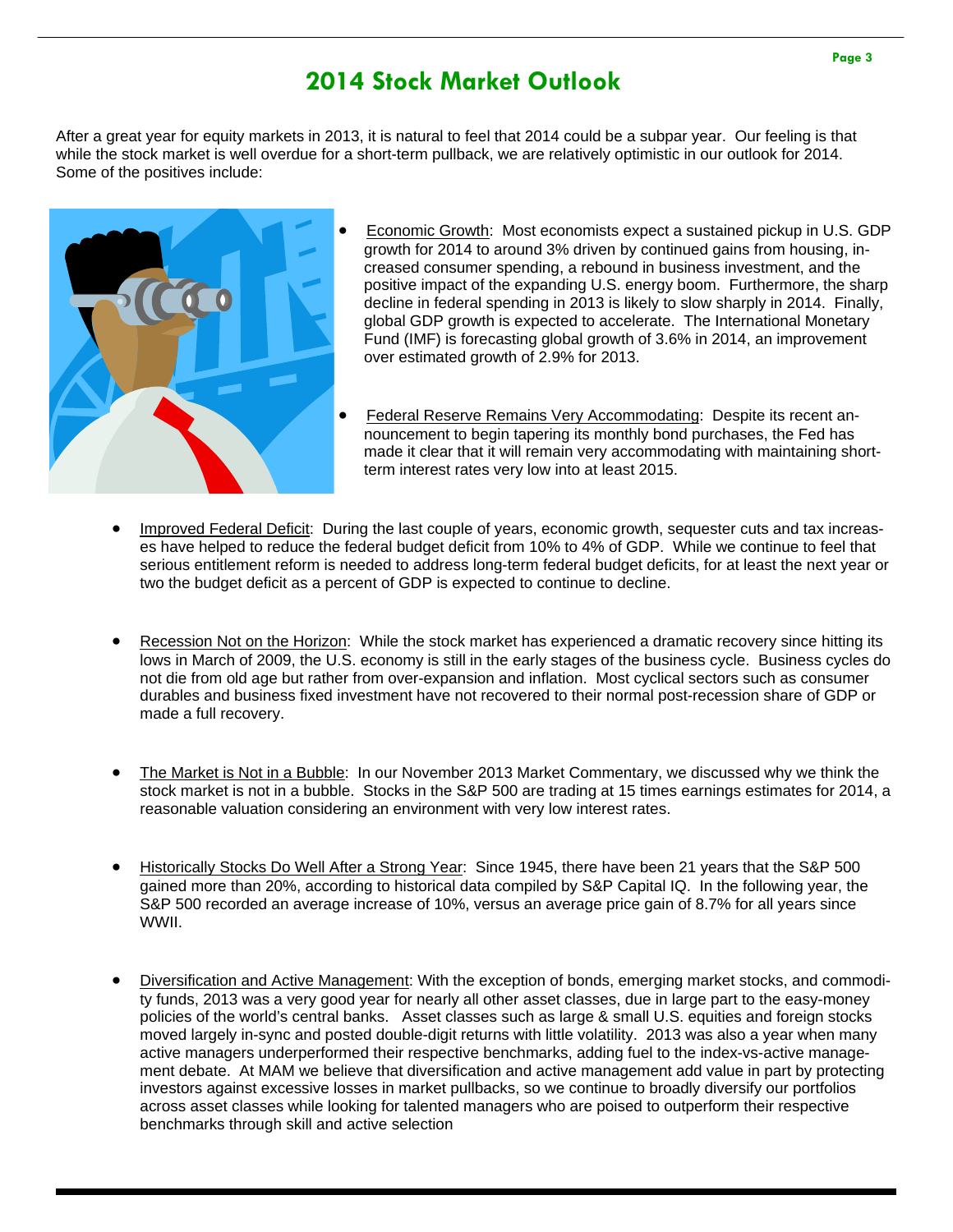# 2014 Stock Market Outlook

After a great year for equity markets in 2013, it is natural to feel that 2014 could be a subpar year. Our feeling is that while the stock market is well overdue for a short-term pullback, we are relatively optimistic in our outlook for 2014. Some of the positives include:

- Economic Growth: Most economists expect a sustained pickup in U.S. GDP growth for 2014 to around 3% driven by continued gains from housing, increased consumer spending, a rebound in business investment, and the positive impact of the expanding U.S. energy boom. Furthermore, the sharp decline in federal spending in 2013 is likely to slow sharply in 2014. Finally, global GDP growth is expected to accelerate. The International Monetary Fund (IMF) is forecasting global growth of 3.6% in 2014, an improvement over estimated growth of 2.9% for 2013.

- Federal Reserve Remains Very Accommodating: Despite its recent announcement to begin tapering its monthly bond purchases, the Fed has made it clear that it will remain very accommodating with maintaining short-term interest rates very low into at least 2015.

- Improved Federal Deficit: During the last couple of years, economic growth, sequester cuts and tax increases have helped to reduce the federal budget deficit from 10% to 4% of GDP. While we continue to feel that serious entitlement reform is needed to address long-term federal budget deficits, for at least the next year or two the budget deficit as a percent of GDP is expected to continue to decline.

- Recession Not on the Horizon: While the stock market has experienced a dramatic recovery since hitting its lows in March of 2009, the U.S. economy is still in the early stages of the business cycle. Business cycles do not die from old age but rather from over-expansion and inflation. Most cyclical sectors such as consumer durables and business fixed investment have not recovered to their normal post-recession share of GDP or made a full recovery.

- The Market is Not in a Bubble: In our November 2013 Market Commentary, we discussed why we think the stock market is not in a bubble. Stocks in the S&P 500 are trading at 15 times earnings estimates for 2014, a reasonable valuation considering an environment with very low interest rates.

- Historically Stocks Do Well After a Strong Year: Since 1945, there have been 21 years that the S&P 500 gained more than 20%, according to historical data compiled by S&P Capital IQ. In the following year, the S&P 500 recorded an average increase of 10%, versus an average price gain of 8.7% for all years since WWII.

- Diversification and Active Management: With the exception of bonds, emerging market stocks, and commodity funds, 2013 was a very good year for nearly all other asset classes, due in large part to the easy-money policies of the world's central banks. Asset classes such as large & small U.S. equities and foreign stocks moved largely in-sync and posted double-digit returns with little volatility. 2013 was also a year when many active managers underperformed their respective benchmarks, adding fuel to the index-vs-active management debate. At MAM we believe that diversification and active management add value in part by protecting investors against excessive losses in market pullbacks, so we continue to broadly diversify our portfolios across asset classes while looking for talented managers who are poised to outperform their respective benchmarks through skill and active selection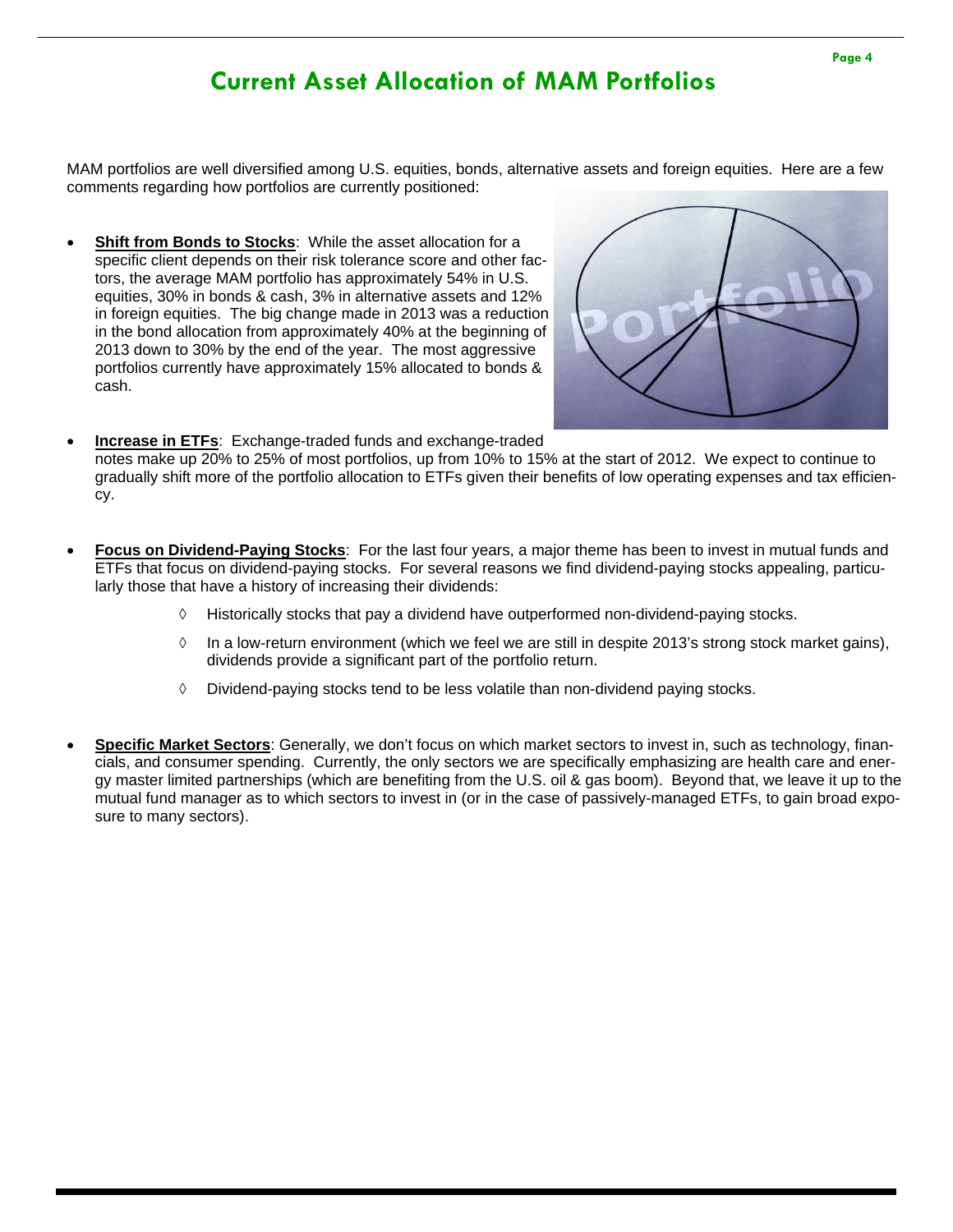# Current Asset Allocation of MAM Portfolios

MAM portfolios are well diversified among U.S. equities, bonds, alternative assets and foreign equities. Here are a few comments regarding how portfolios are currently positioned:

- **Shift from Bonds to Stocks**: While the asset allocation for a specific client depends on their risk tolerance score and other factors, the average MAM portfolio has approximately 54% in U.S. equities, 30% in bonds & cash, 3% in alternative assets and 12% in foreign equities. The big change made in 2013 was a reduction in the bond allocation from approximately 40% at the beginning of 2013 down to 30% by the end of the year. The most aggressive portfolios currently have approximately 15% allocated to bonds & cash.

- **Increase in ETFs**: Exchange-traded funds and exchange-traded notes make up 20% to 25% of most portfolios, up from 10% to 15% at the start of 2012. We expect to continue to gradually shift more of the portfolio allocation to ETFs given their benefits of low operating expenses and tax efficiency.

- **Focus on Dividend-Paying Stocks**: For the last four years, a major theme has been to invest in mutual funds and ETFs that focus on dividend-paying stocks. For several reasons we find dividend-paying stocks appealing, particularly those that have a history of increasing their dividends:
  - Historically stocks that pay a dividend have outperformed non-dividend-paying stocks.
  - In a low-return environment (which we feel we are still in despite 2013's strong stock market gains), dividends provide a significant part of the portfolio return.
  - Dividend-paying stocks tend to be less volatile than non-dividend paying stocks.

- **Specific Market Sectors**: Generally, we don't focus on which market sectors to invest in, such as technology, financials, and consumer spending. Currently, the only sectors we are specifically emphasizing are health care and energy master limited partnerships (which are benefiting from the U.S. oil & gas boom). Beyond that, we leave it up to the mutual fund manager as to which sectors to invest in (or in the case of passively-managed ETFs, to gain broad exposure to many sectors).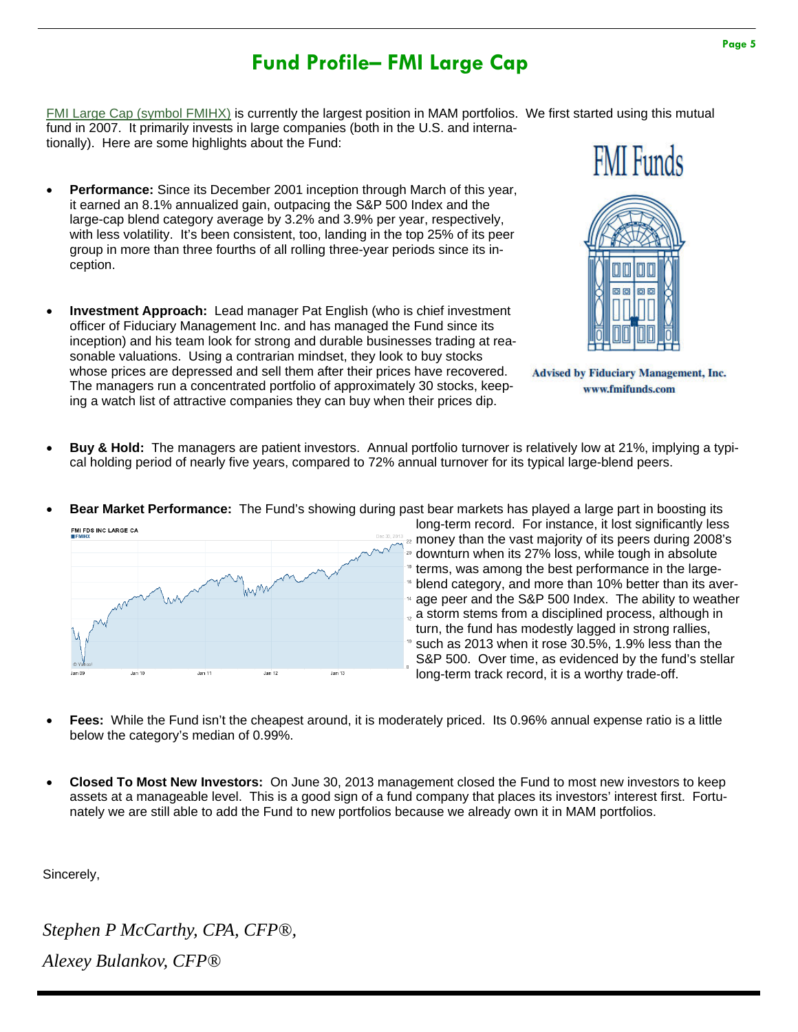# Fund Profile– FMI Large Cap

FMI Large Cap (symbol FMIHX) is currently the largest position in MAM portfolios. We first started using this mutual fund in 2007. It primarily invests in large companies (both in the U.S. and internationally). Here are some highlights about the Fund:

FMI Funds

Advised by Fiduciary Management, Inc.
www.fmifunds.com

- **Performance:** Since its December 2001 inception through March of this year, it earned an 8.1% annualized gain, outpacing the S&P 500 Index and the large-cap blend category average by 3.2% and 3.9% per year, respectively, with less volatility. It's been consistent, too, landing in the top 25% of its peer group in more than three fourths of all rolling three-year periods since its inception.

- **Investment Approach:** Lead manager Pat English (who is chief investment officer of Fiduciary Management Inc. and has managed the Fund since its inception) and his team look for strong and durable businesses trading at reasonable valuations. Using a contrarian mindset, they look to buy stocks whose prices are depressed and sell them after their prices have recovered. The managers run a concentrated portfolio of approximately 30 stocks, keeping a watch list of attractive companies they can buy when their prices dip.

- **Buy & Hold:** The managers are patient investors. Annual portfolio turnover is relatively low at 21%, implying a typical holding period of nearly five years, compared to 72% annual turnover for its typical large-blend peers.

- **Bear Market Performance:** The Fund's showing during past bear markets has played a large part in boosting its long-term record. For instance, it lost significantly less money than the vast majority of its peers during 2008's downturn when its 27% loss, while tough in absolute terms, was among the best performance in the large-blend category, and more than 10% better than its average peer and the S&P 500 Index. The ability to weather a storm stems from a disciplined process, although in turn, the fund has modestly lagged in strong rallies, such as 2013 when it rose 30.5%, 1.9% less than the S&P 500. Over time, as evidenced by the fund's stellar long-term track record, it is a worthy trade-off.

- **Fees:** While the Fund isn't the cheapest around, it is moderately priced. Its 0.96% annual expense ratio is a little below the category's median of 0.99%.

- **Closed To Most New Investors:** On June 30, 2013 management closed the Fund to most new investors to keep assets at a manageable level. This is a good sign of a fund company that places its investors' interest first. Fortunately we are still able to add the Fund to new portfolios because we already own it in MAM portfolios.

Sincerely,

*Stephen P McCarthy, CPA, CFP®,*

*Alexey Bulankov, CFP®*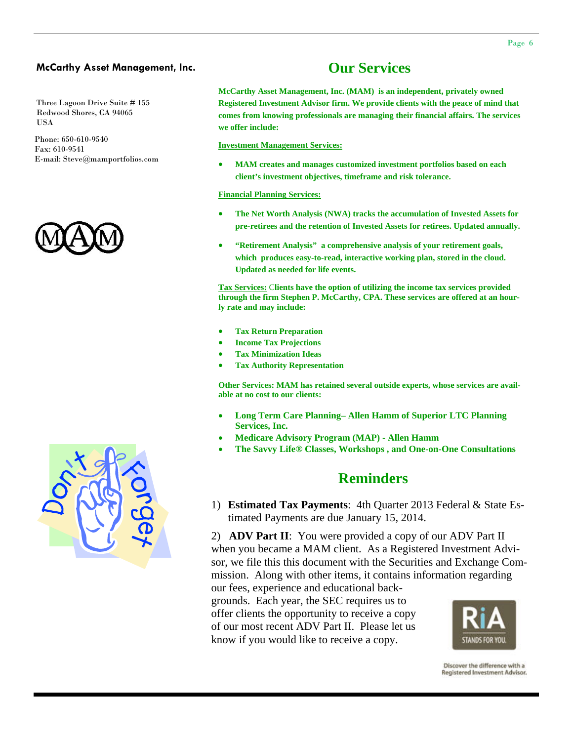**McCarthy Asset Management, Inc.**

Three Lagoon Drive Suite # 155
Redwood Shores, CA 94065
USA

Phone: 650-610-9540
Fax: 610-9541
E-mail: Steve@mamportfolios.com

# Our Services

**McCarthy Asset Management, Inc. (MAM) is an independent, privately owned Registered Investment Advisor firm. We provide clients with the peace of mind that comes from knowing professionals are managing their financial affairs. The services we offer include:**

**Investment Management Services:**

- **MAM creates and manages customized investment portfolios based on each client's investment objectives, timeframe and risk tolerance.**

**Financial Planning Services:**

- **The Net Worth Analysis (NWA) tracks the accumulation of Invested Assets for pre-retirees and the retention of Invested Assets for retirees. Updated annually.**
- **"Retirement Analysis" a comprehensive analysis of your retirement goals, which produces easy-to-read, interactive working plan, stored in the cloud. Updated as needed for life events.**

**Tax Services: Clients have the option of utilizing the income tax services provided through the firm Stephen P. McCarthy, CPA. These services are offered at an hourly rate and may include:**

- **Tax Return Preparation**
- **Income Tax Projections**
- **Tax Minimization Ideas**
- **Tax Authority Representation**

**Other Services: MAM has retained several outside experts, whose services are available at no cost to our clients:**

- **Long Term Care Planning– Allen Hamm of Superior LTC Planning Services, Inc.**
- **Medicare Advisory Program (MAP) - Allen Hamm**
- **The Savvy Life® Classes, Workshops , and One-on-One Consultations**

# Reminders

1) **Estimated Tax Payments**: 4th Quarter 2013 Federal & State Estimated Payments are due January 15, 2014.

2) **ADV Part II**: You were provided a copy of our ADV Part II when you became a MAM client. As a Registered Investment Advisor, we file this this document with the Securities and Exchange Commission. Along with other items, it contains information regarding our fees, experience and educational backgrounds. Each year, the SEC requires us to offer clients the opportunity to receive a copy of our most recent ADV Part II. Please let us know if you would like to receive a copy.

Discover the difference with a Registered Investment Advisor.